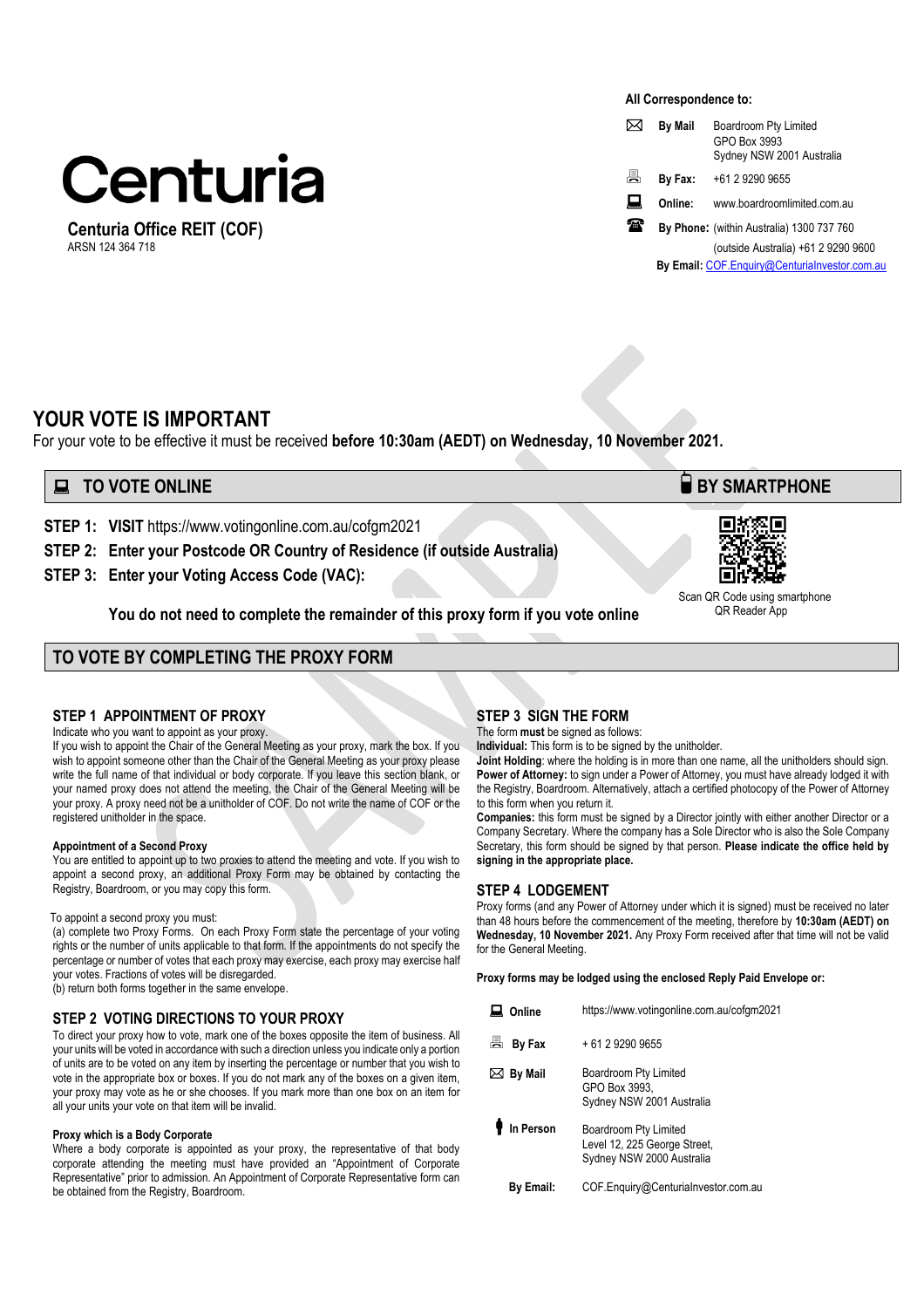# Centuria

**Centuria Office REIT (COF)**
ARSN 124 364 718

**All Correspondence to:**

| | |
|---|---|
| **By Mail** | Boardroom Pty Limited<br>GPO Box 3993<br>Sydney NSW 2001 Australia |
| **By Fax:** | +61 2 9290 9655 |
| **Online:** | www.boardroomlimited.com.au |
| **By Phone:** | (within Australia) 1300 737 760<br>(outside Australia) +61 2 9290 9600 |
| **By Email:** | COF.Enquiry@CenturiaInvestor.com.au |

# YOUR VOTE IS IMPORTANT

For your vote to be effective it must be received **before 10:30am (AEDT) on Wednesday, 10 November 2021.**

## TO VOTE ONLINE

**STEP 1: VISIT** https://www.votingonline.com.au/cofgm2021

**STEP 2: Enter your Postcode OR Country of Residence (if outside Australia)**

**STEP 3: Enter your Voting Access Code (VAC):**

**You do not need to complete the remainder of this proxy form if you vote online**

## BY SMARTPHONE

Scan QR Code using smartphone QR Reader App

## TO VOTE BY COMPLETING THE PROXY FORM

### STEP 1 APPOINTMENT OF PROXY

Indicate who you want to appoint as your proxy.

If you wish to appoint the Chair of the General Meeting as your proxy, mark the box. If you wish to appoint someone other than the Chair of the General Meeting as your proxy please write the full name of that individual or body corporate. If you leave this section blank, or your named proxy does not attend the meeting, the Chair of the General Meeting will be your proxy. A proxy need not be a unitholder of COF. Do not write the name of COF or the registered unitholder in the space.

**Appointment of a Second Proxy**

You are entitled to appoint up to two proxies to attend the meeting and vote. If you wish to appoint a second proxy, an additional Proxy Form may be obtained by contacting the Registry, Boardroom, or you may copy this form.

To appoint a second proxy you must:

(a) complete two Proxy Forms. On each Proxy Form state the percentage of your voting rights or the number of units applicable to that form. If the appointments do not specify the percentage or number of votes that each proxy may exercise, each proxy may exercise half your votes. Fractions of votes will be disregarded.

(b) return both forms together in the same envelope.

### STEP 2 VOTING DIRECTIONS TO YOUR PROXY

To direct your proxy how to vote, mark one of the boxes opposite the item of business. All your units will be voted in accordance with such a direction unless you indicate only a portion of units are to be voted on any item by inserting the percentage or number that you wish to vote in the appropriate box or boxes. If you do not mark any of the boxes on a given item, your proxy may vote as he or she chooses. If you mark more than one box on an item for all your units your vote on that item will be invalid.

**Proxy which is a Body Corporate**

Where a body corporate is appointed as your proxy, the representative of that body corporate attending the meeting must have provided an "Appointment of Corporate Representative" prior to admission. An Appointment of Corporate Representative form can be obtained from the Registry, Boardroom.

### STEP 3 SIGN THE FORM

The form **must** be signed as follows:

**Individual:** This form is to be signed by the unitholder.

**Joint Holding**: where the holding is in more than one name, all the unitholders should sign.

**Power of Attorney:** to sign under a Power of Attorney, you must have already lodged it with the Registry, Boardroom. Alternatively, attach a certified photocopy of the Power of Attorney to this form when you return it.

**Companies:** this form must be signed by a Director jointly with either another Director or a Company Secretary. Where the company has a Sole Director who is also the Sole Company Secretary, this form should be signed by that person. **Please indicate the office held by signing in the appropriate place.**

### STEP 4 LODGEMENT

Proxy forms (and any Power of Attorney under which it is signed) must be received no later than 48 hours before the commencement of the meeting, therefore by **10:30am (AEDT) on Wednesday, 10 November 2021.** Any Proxy Form received after that time will not be valid for the General Meeting.

**Proxy forms may be lodged using the enclosed Reply Paid Envelope or:**

| | |
|---|---|
| **Online** | https://www.votingonline.com.au/cofgm2021 |
| **By Fax** | + 61 2 9290 9655 |
| **By Mail** | Boardroom Pty Limited<br>GPO Box 3993,<br>Sydney NSW 2001 Australia |
| **In Person** | Boardroom Pty Limited<br>Level 12, 225 George Street,<br>Sydney NSW 2000 Australia |
| **By Email:** | COF.Enquiry@CenturiaInvestor.com.au |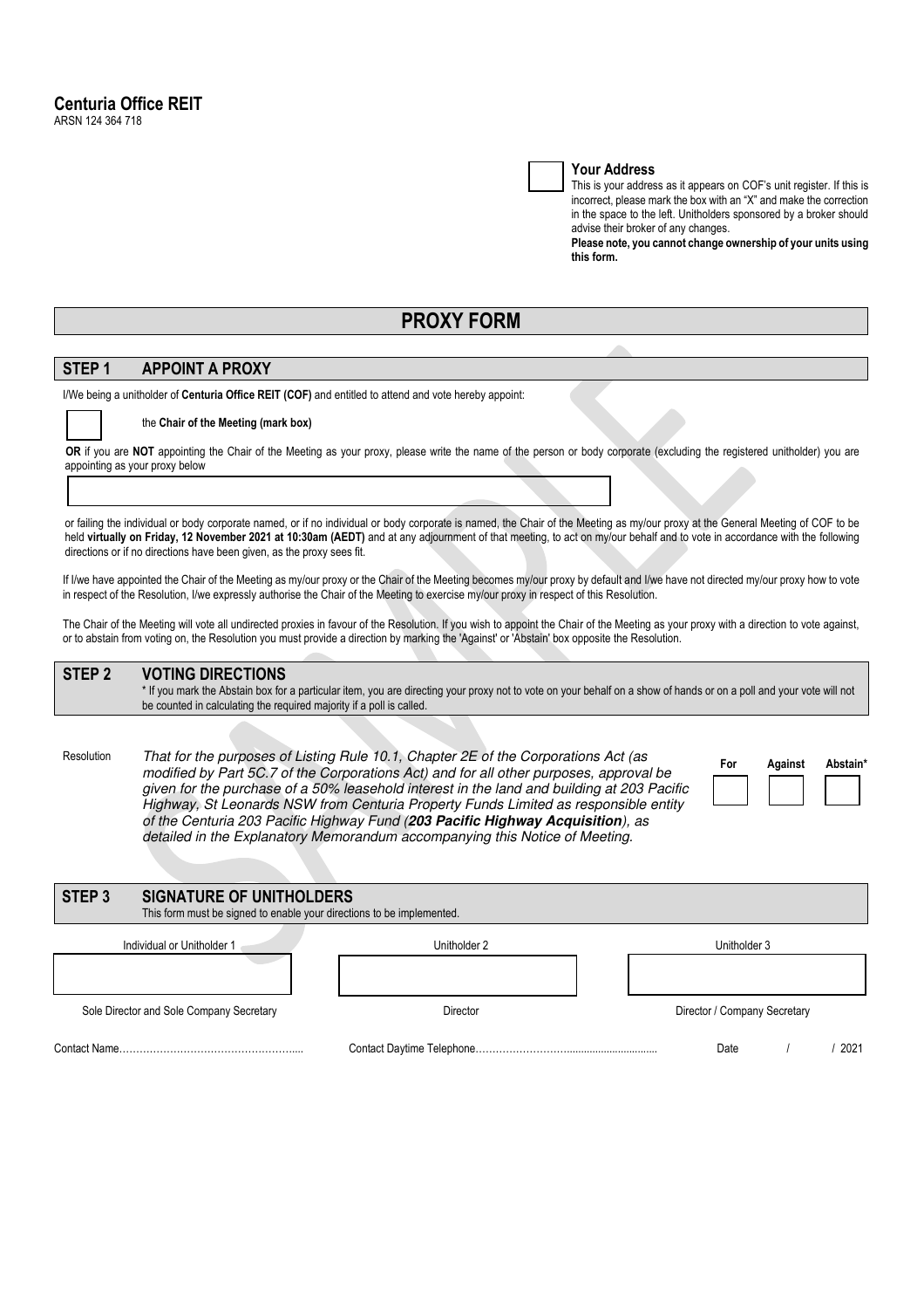# Centuria Office REIT

ARSN 124 364 718

**Your Address**

This is your address as it appears on COF's unit register. If this is incorrect, please mark the box with an "X" and make the correction in the space to the left. Unitholders sponsored by a broker should advise their broker of any changes.

**Please note, you cannot change ownership of your units using this form.**

## PROXY FORM

### STEP 1 APPOINT A PROXY

I/We being a unitholder of **Centuria Office REIT (COF)** and entitled to attend and vote hereby appoint:

☐ the **Chair of the Meeting (mark box)**

**OR** if you are **NOT** appointing the Chair of the Meeting as your proxy, please write the name of the person or body corporate (excluding the registered unitholder) you are appointing as your proxy below

or failing the individual or body corporate named, or if no individual or body corporate is named, the Chair of the Meeting as my/our proxy at the General Meeting of COF to be held **virtually on Friday, 12 November 2021 at 10:30am (AEDT)** and at any adjournment of that meeting, to act on my/our behalf and to vote in accordance with the following directions or if no directions have been given, as the proxy sees fit.

If I/we have appointed the Chair of the Meeting as my/our proxy or the Chair of the Meeting becomes my/our proxy by default and I/we have not directed my/our proxy how to vote in respect of the Resolution, I/we expressly authorise the Chair of the Meeting to exercise my/our proxy in respect of this Resolution.

The Chair of the Meeting will vote all undirected proxies in favour of the Resolution. If you wish to appoint the Chair of the Meeting as your proxy with a direction to vote against, or to abstain from voting on, the Resolution you must provide a direction by marking the 'Against' or 'Abstain' box opposite the Resolution.

### STEP 2 VOTING DIRECTIONS

\* If you mark the Abstain box for a particular item, you are directing your proxy not to vote on your behalf on a show of hands or on a poll and your vote will not be counted in calculating the required majority if a poll is called.

| | | For | Against | Abstain* |
|---|---|---|---|---|
| Resolution | *That for the purposes of Listing Rule 10.1, Chapter 2E of the Corporations Act (as modified by Part 5C.7 of the Corporations Act) and for all other purposes, approval be given for the purchase of a 50% leasehold interest in the land and building at 203 Pacific Highway, St Leonards NSW from Centuria Property Funds Limited as responsible entity of the Centuria 203 Pacific Highway Fund (**203 Pacific Highway Acquisition**), as detailed in the Explanatory Memorandum accompanying this Notice of Meeting.* | ☐ | ☐ | ☐ |

### STEP 3 SIGNATURE OF UNITHOLDERS

This form must be signed to enable your directions to be implemented.

| Individual or Unitholder 1 | Unitholder 2 | Unitholder 3 |
|---|---|---|
| | | |
| Sole Director and Sole Company Secretary | Director | Director / Company Secretary |

Contact Name……………………………………………...... Contact Daytime Telephone…………………….............................. Date / / 2021